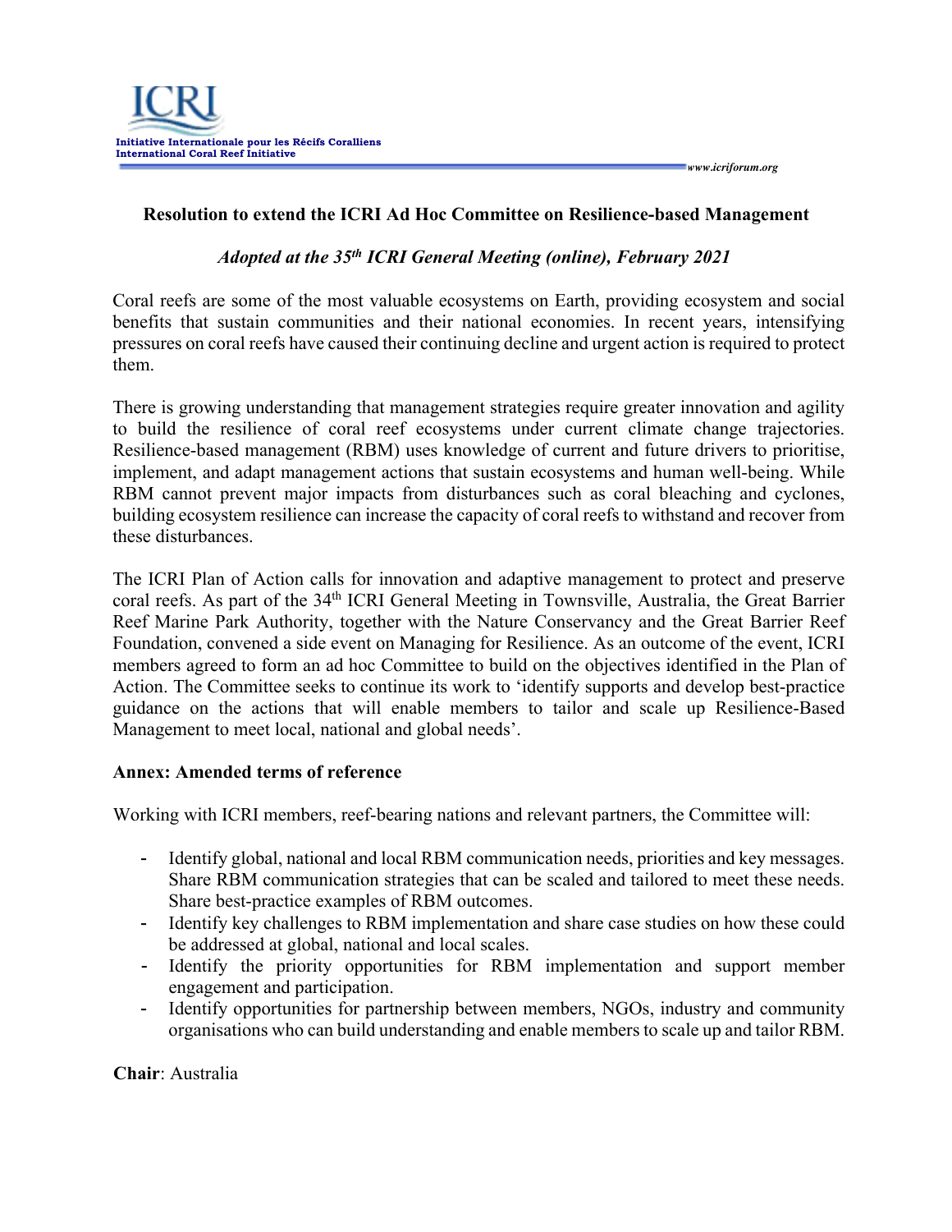Initiative Internationale pour les Récifs Coralliens
International Coral Reef Initiative

www.icriforum.org

## Resolution to extend the ICRI Ad Hoc Committee on Resilience-based Management

*Adopted at the 35th ICRI General Meeting (online), February 2021*

Coral reefs are some of the most valuable ecosystems on Earth, providing ecosystem and social benefits that sustain communities and their national economies. In recent years, intensifying pressures on coral reefs have caused their continuing decline and urgent action is required to protect them.

There is growing understanding that management strategies require greater innovation and agility to build the resilience of coral reef ecosystems under current climate change trajectories. Resilience-based management (RBM) uses knowledge of current and future drivers to prioritise, implement, and adapt management actions that sustain ecosystems and human well-being. While RBM cannot prevent major impacts from disturbances such as coral bleaching and cyclones, building ecosystem resilience can increase the capacity of coral reefs to withstand and recover from these disturbances.

The ICRI Plan of Action calls for innovation and adaptive management to protect and preserve coral reefs. As part of the 34th ICRI General Meeting in Townsville, Australia, the Great Barrier Reef Marine Park Authority, together with the Nature Conservancy and the Great Barrier Reef Foundation, convened a side event on Managing for Resilience. As an outcome of the event, ICRI members agreed to form an ad hoc Committee to build on the objectives identified in the Plan of Action. The Committee seeks to continue its work to 'identify supports and develop best-practice guidance on the actions that will enable members to tailor and scale up Resilience-Based Management to meet local, national and global needs'.

**Annex: Amended terms of reference**

Working with ICRI members, reef-bearing nations and relevant partners, the Committee will:

- Identify global, national and local RBM communication needs, priorities and key messages. Share RBM communication strategies that can be scaled and tailored to meet these needs. Share best-practice examples of RBM outcomes.
- Identify key challenges to RBM implementation and share case studies on how these could be addressed at global, national and local scales.
- Identify the priority opportunities for RBM implementation and support member engagement and participation.
- Identify opportunities for partnership between members, NGOs, industry and community organisations who can build understanding and enable members to scale up and tailor RBM.

**Chair**: Australia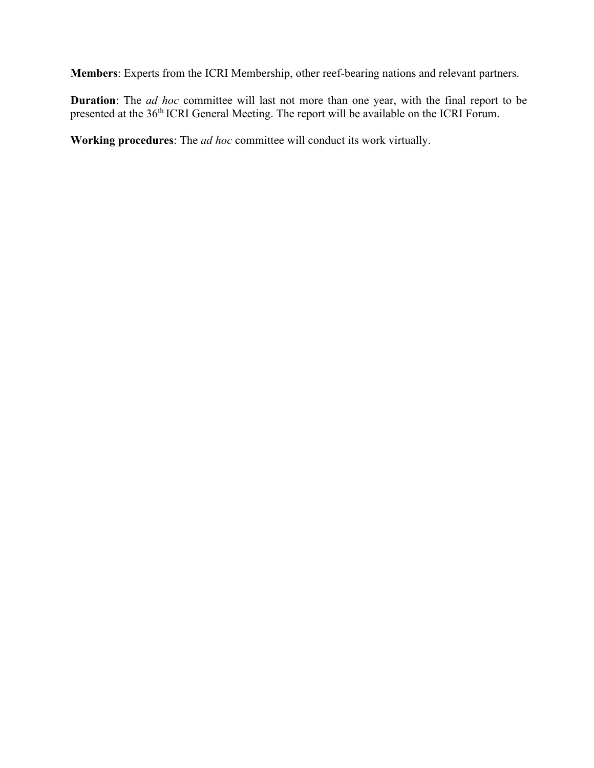**Members**: Experts from the ICRI Membership, other reef-bearing nations and relevant partners.

**Duration**: The *ad hoc* committee will last not more than one year, with the final report to be presented at the 36th ICRI General Meeting. The report will be available on the ICRI Forum.

**Working procedures**: The *ad hoc* committee will conduct its work virtually.